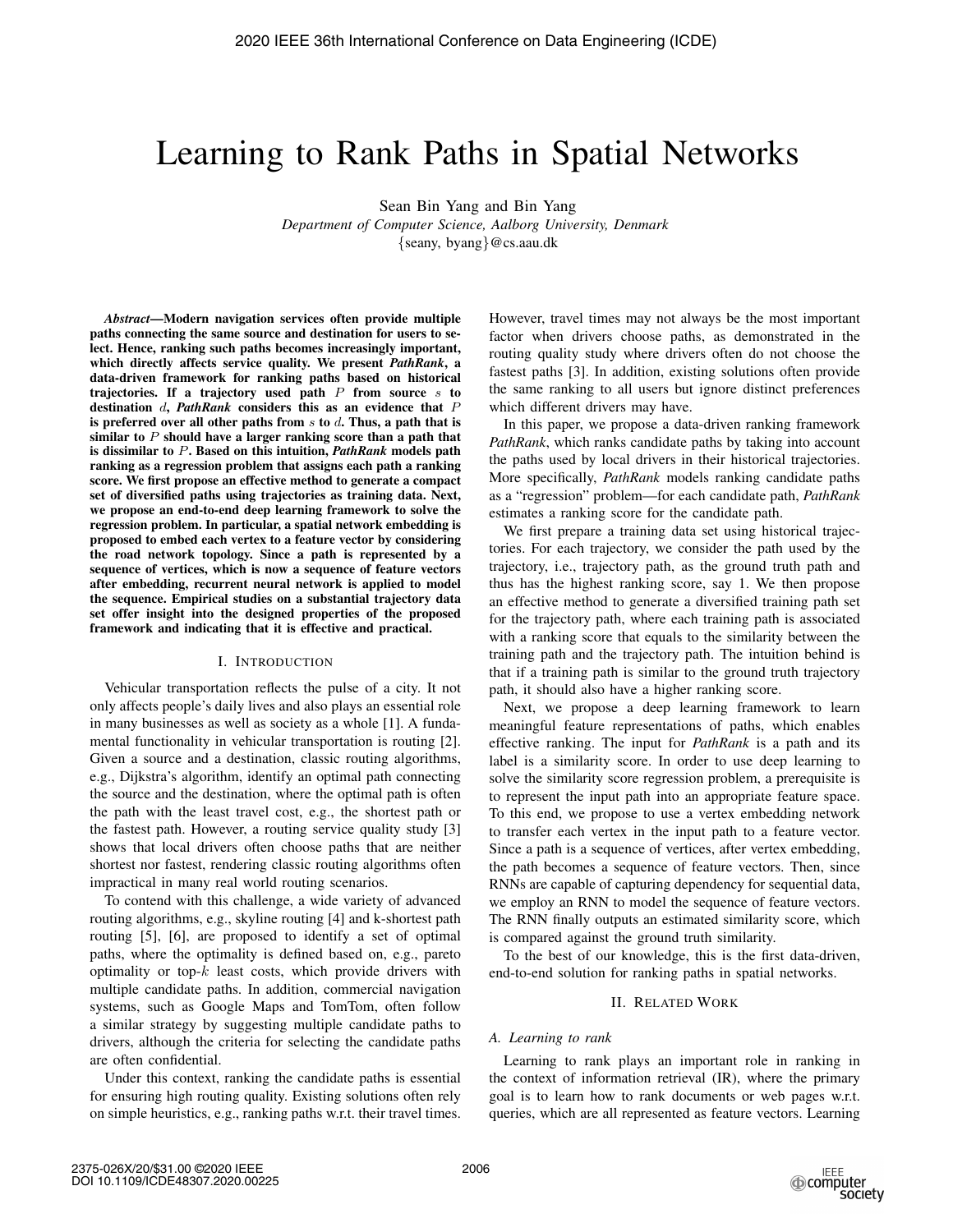# Learning to Rank Paths in Spatial Networks

Sean Bin Yang and Bin Yang

*Department of Computer Science, Aalborg University, Denmark*

{seany, byang}@cs.aau.dk

***Abstract*—Modern navigation services often provide multiple paths connecting the same source and destination for users to select. Hence, ranking such paths becomes increasingly important, which directly affects service quality. We present *PathRank*, a data-driven framework for ranking paths based on historical trajectories. If a trajectory used path $P$ from source $s$ to destination $d$, *PathRank* considers this as an evidence that $P$ is preferred over all other paths from $s$ to $d$. Thus, a path that is similar to $P$ should have a larger ranking score than a path that is dissimilar to $P$. Based on this intuition, *PathRank* models path ranking as a regression problem that assigns each path a ranking score. We first propose an effective method to generate a compact set of diversified paths using trajectories as training data. Next, we propose an end-to-end deep learning framework to solve the regression problem. In particular, a spatial network embedding is proposed to embed each vertex to a feature vector by considering the road network topology. Since a path is represented by a sequence of vertices, which is now a sequence of feature vectors after embedding, recurrent neural network is applied to model the sequence. Empirical studies on a substantial trajectory data set offer insight into the designed properties of the proposed framework and indicating that it is effective and practical.**

## I. Introduction

Vehicular transportation reflects the pulse of a city. It not only affects people's daily lives and also plays an essential role in many businesses as well as society as a whole [1]. A fundamental functionality in vehicular transportation is routing [2]. Given a source and a destination, classic routing algorithms, e.g., Dijkstra's algorithm, identify an optimal path connecting the source and the destination, where the optimal path is often the path with the least travel cost, e.g., the shortest path or the fastest path. However, a routing service quality study [3] shows that local drivers often choose paths that are neither shortest nor fastest, rendering classic routing algorithms often impractical in many real world routing scenarios.

To contend with this challenge, a wide variety of advanced routing algorithms, e.g., skyline routing [4] and k-shortest path routing [5], [6], are proposed to identify a set of optimal paths, where the optimality is defined based on, e.g., pareto optimality or top-$k$ least costs, which provide drivers with multiple candidate paths. In addition, commercial navigation systems, such as Google Maps and TomTom, often follow a similar strategy by suggesting multiple candidate paths to drivers, although the criteria for selecting the candidate paths are often confidential.

Under this context, ranking the candidate paths is essential for ensuring high routing quality. Existing solutions often rely on simple heuristics, e.g., ranking paths w.r.t. their travel times. However, travel times may not always be the most important factor when drivers choose paths, as demonstrated in the routing quality study where drivers often do not choose the fastest paths [3]. In addition, existing solutions often provide the same ranking to all users but ignore distinct preferences which different drivers may have.

In this paper, we propose a data-driven ranking framework *PathRank*, which ranks candidate paths by taking into account the paths used by local drivers in their historical trajectories. More specifically, *PathRank* models ranking candidate paths as a "regression" problem—for each candidate path, *PathRank* estimates a ranking score for the candidate path.

We first prepare a training data set using historical trajectories. For each trajectory, we consider the path used by the trajectory, i.e., trajectory path, as the ground truth path and thus has the highest ranking score, say 1. We then propose an effective method to generate a diversified training path set for the trajectory path, where each training path is associated with a ranking score that equals to the similarity between the training path and the trajectory path. The intuition behind is that if a training path is similar to the ground truth trajectory path, it should also have a higher ranking score.

Next, we propose a deep learning framework to learn meaningful feature representations of paths, which enables effective ranking. The input for *PathRank* is a path and its label is a similarity score. In order to use deep learning to solve the similarity score regression problem, a prerequisite is to represent the input path into an appropriate feature space. To this end, we propose to use a vertex embedding network to transfer each vertex in the input path to a feature vector. Since a path is a sequence of vertices, after vertex embedding, the path becomes a sequence of feature vectors. Then, since RNNs are capable of capturing dependency for sequential data, we employ an RNN to model the sequence of feature vectors. The RNN finally outputs an estimated similarity score, which is compared against the ground truth similarity.

To the best of our knowledge, this is the first data-driven, end-to-end solution for ranking paths in spatial networks.

## II. Related Work

### A. Learning to rank

Learning to rank plays an important role in ranking in the context of information retrieval (IR), where the primary goal is to learn how to rank documents or web pages w.r.t. queries, which are all represented as feature vectors. Learning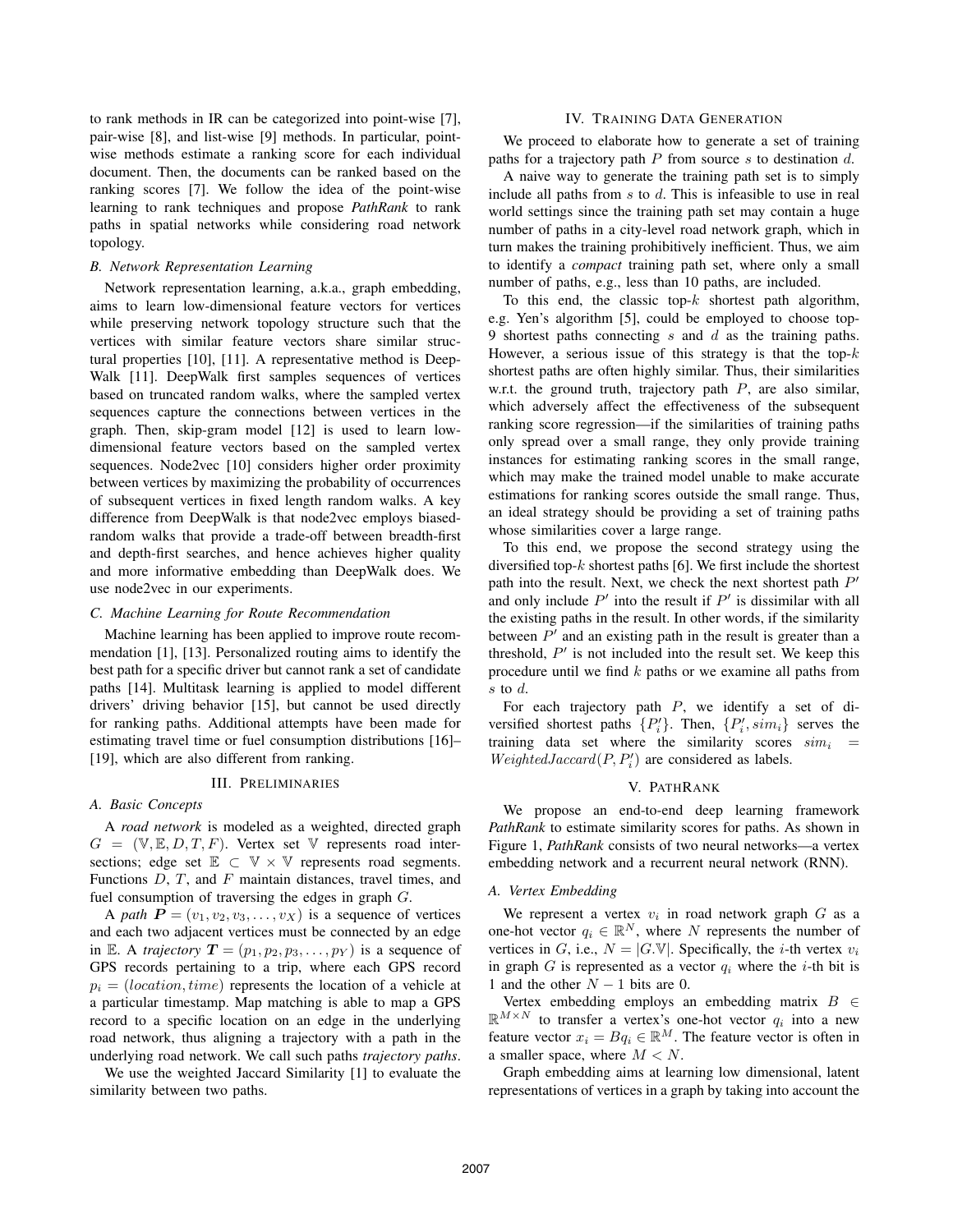to rank methods in IR can be categorized into point-wise [7], pair-wise [8], and list-wise [9] methods. In particular, point-wise methods estimate a ranking score for each individual document. Then, the documents can be ranked based on the ranking scores [7]. We follow the idea of the point-wise learning to rank techniques and propose *PathRank* to rank paths in spatial networks while considering road network topology.

### B. Network Representation Learning

Network representation learning, a.k.a., graph embedding, aims to learn low-dimensional feature vectors for vertices while preserving network topology structure such that the vertices with similar feature vectors share similar structural properties [10], [11]. A representative method is DeepWalk [11]. DeepWalk first samples sequences of vertices based on truncated random walks, where the sampled vertex sequences capture the connections between vertices in the graph. Then, skip-gram model [12] is used to learn low-dimensional feature vectors based on the sampled vertex sequences. Node2vec [10] considers higher order proximity between vertices by maximizing the probability of occurrences of subsequent vertices in fixed length random walks. A key difference from DeepWalk is that node2vec employs biased-random walks that provide a trade-off between breadth-first and depth-first searches, and hence achieves higher quality and more informative embedding than DeepWalk does. We use node2vec in our experiments.

### C. Machine Learning for Route Recommendation

Machine learning has been applied to improve route recommendation [1], [13]. Personalized routing aims to identify the best path for a specific driver but cannot rank a set of candidate paths [14]. Multitask learning is applied to model different drivers' driving behavior [15], but cannot be used directly for ranking paths. Additional attempts have been made for estimating travel time or fuel consumption distributions [16]–[19], which are also different from ranking.

## III. Preliminaries

### A. Basic Concepts

A *road network* is modeled as a weighted, directed graph $G = (\mathbb{V}, \mathbb{E}, D, T, F)$. Vertex set $\mathbb{V}$ represents road intersections; edge set $\mathbb{E} \subset \mathbb{V} \times \mathbb{V}$ represents road segments. Functions $D$, $T$, and $F$ maintain distances, travel times, and fuel consumption of traversing the edges in graph $G$.

A *path* $\boldsymbol{P} = (v_1, v_2, v_3, \ldots, v_X)$ is a sequence of vertices and each two adjacent vertices must be connected by an edge in $\mathbb{E}$. A *trajectory* $\boldsymbol{T} = (p_1, p_2, p_3, \ldots, p_Y)$ is a sequence of GPS records pertaining to a trip, where each GPS record $p_i = (location, time)$ represents the location of a vehicle at a particular timestamp. Map matching is able to map a GPS record to a specific location on an edge in the underlying road network, thus aligning a trajectory with a path in the underlying road network. We call such paths *trajectory paths*.

We use the weighted Jaccard Similarity [1] to evaluate the similarity between two paths.

## IV. Training Data Generation

We proceed to elaborate how to generate a set of training paths for a trajectory path $P$ from source $s$ to destination $d$.

A naive way to generate the training path set is to simply include all paths from $s$ to $d$. This is infeasible to use in real world settings since the training path set may contain a huge number of paths in a city-level road network graph, which in turn makes the training prohibitively inefficient. Thus, we aim to identify a *compact* training path set, where only a small number of paths, e.g., less than 10 paths, are included.

To this end, the classic top-$k$ shortest path algorithm, e.g. Yen's algorithm [5], could be employed to choose top-9 shortest paths connecting $s$ and $d$ as the training paths. However, a serious issue of this strategy is that the top-$k$ shortest paths are often highly similar. Thus, their similarities w.r.t. the ground truth, trajectory path $P$, are also similar, which adversely affect the effectiveness of the subsequent ranking score regression—if the similarities of training paths only spread over a small range, they only provide training instances for estimating ranking scores in the small range, which may make the trained model unable to make accurate estimations for ranking scores outside the small range. Thus, an ideal strategy should be providing a set of training paths whose similarities cover a large range.

To this end, we propose the second strategy using the diversified top-$k$ shortest paths [6]. We first include the shortest path into the result. Next, we check the next shortest path $P'$ and only include $P'$ into the result if $P'$ is dissimilar with all the existing paths in the result. In other words, if the similarity between $P'$ and an existing path in the result is greater than a threshold, $P'$ is not included into the result set. We keep this procedure until we find $k$ paths or we examine all paths from $s$ to $d$.

For each trajectory path $P$, we identify a set of diversified shortest paths $\{P_i'\}$. Then, $\{P_i', sim_i\}$ serves the training data set where the similarity scores $sim_i = WeightedJaccard(P, P_i')$ are considered as labels.

## V. PathRank

We propose an end-to-end deep learning framework *PathRank* to estimate similarity scores for paths. As shown in Figure 1, *PathRank* consists of two neural networks—a vertex embedding network and a recurrent neural network (RNN).

### A. Vertex Embedding

We represent a vertex $v_i$ in road network graph $G$ as a one-hot vector $q_i \in \mathbb{R}^N$, where $N$ represents the number of vertices in $G$, i.e., $N = |G.\mathbb{V}|$. Specifically, the $i$-th vertex $v_i$ in graph $G$ is represented as a vector $q_i$ where the $i$-th bit is 1 and the other $N-1$ bits are 0.

Vertex embedding employs an embedding matrix $B \in \mathbb{R}^{M \times N}$ to transfer a vertex's one-hot vector $q_i$ into a new feature vector $x_i = Bq_i \in \mathbb{R}^M$. The feature vector is often in a smaller space, where $M < N$.

Graph embedding aims at learning low dimensional, latent representations of vertices in a graph by taking into account the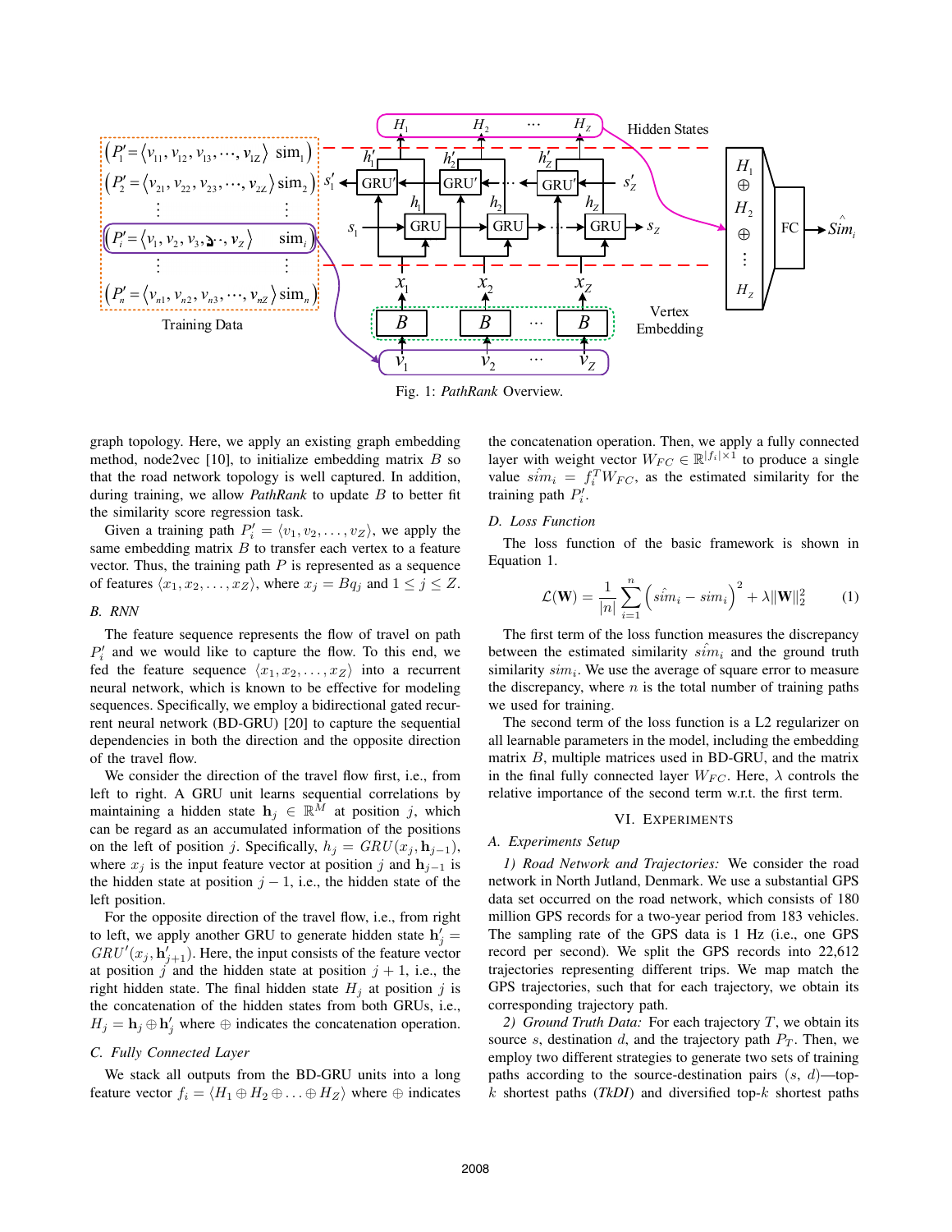Fig. 1: *PathRank* Overview.

graph topology. Here, we apply an existing graph embedding method, node2vec [10], to initialize embedding matrix $B$ so that the road network topology is well captured. In addition, during training, we allow *PathRank* to update $B$ to better fit the similarity score regression task.

Given a training path $P_i' = \langle v_1, v_2, \ldots, v_Z \rangle$, we apply the same embedding matrix $B$ to transfer each vertex to a feature vector. Thus, the training path $P$ is represented as a sequence of features $\langle x_1, x_2, \ldots, x_Z \rangle$, where $x_j = Bq_j$ and $1 \leq j \leq Z$.

### B. RNN

The feature sequence represents the flow of travel on path $P_i'$ and we would like to capture the flow. To this end, we fed the feature sequence $\langle x_1, x_2, \ldots, x_Z \rangle$ into a recurrent neural network, which is known to be effective for modeling sequences. Specifically, we employ a bidirectional gated recurrent neural network (BD-GRU) [20] to capture the sequential dependencies in both the direction and the opposite direction of the travel flow.

We consider the direction of the travel flow first, i.e., from left to right. A GRU unit learns sequential correlations by maintaining a hidden state $\mathbf{h}_j \in \mathbb{R}^M$ at position $j$, which can be regard as an accumulated information of the positions on the left of position $j$. Specifically, $h_j = GRU(x_j, \mathbf{h}_{j-1})$, where $x_j$ is the input feature vector at position $j$ and $\mathbf{h}_{j-1}$ is the hidden state at position $j-1$, i.e., the hidden state of the left position.

For the opposite direction of the travel flow, i.e., from right to left, we apply another GRU to generate hidden state $\mathbf{h}_j' = GRU'(x_j, \mathbf{h}_{j+1}')$. Here, the input consists of the feature vector at position $j$ and the hidden state at position $j+1$, i.e., the right hidden state. The final hidden state $H_j$ at position $j$ is the concatenation of the hidden states from both GRUs, i.e., $H_j = \mathbf{h}_j \oplus \mathbf{h}_j'$ where $\oplus$ indicates the concatenation operation.

### C. Fully Connected Layer

We stack all outputs from the BD-GRU units into a long feature vector $f_i = \langle H_1 \oplus H_2 \oplus \ldots \oplus H_Z \rangle$ where $\oplus$ indicates the concatenation operation. Then, we apply a fully connected layer with weight vector $W_{FC} \in \mathbb{R}^{|f_i| \times 1}$ to produce a single value $\hat{sim}_i = f_i^T W_{FC}$, as the estimated similarity for the training path $P_i'$.

### D. Loss Function

The loss function of the basic framework is shown in Equation 1.

$$\mathcal{L}(\mathbf{W}) = \frac{1}{|n|} \sum_{i=1}^{n} \left( \hat{sim}_i - sim_i \right)^2 + \lambda \|\mathbf{W}\|_2^2 \qquad (1)$$

The first term of the loss function measures the discrepancy between the estimated similarity $\hat{sim}_i$ and the ground truth similarity $sim_i$. We use the average of square error to measure the discrepancy, where $n$ is the total number of training paths we used for training.

The second term of the loss function is a L2 regularizer on all learnable parameters in the model, including the embedding matrix $B$, multiple matrices used in BD-GRU, and the matrix in the final fully connected layer $W_{FC}$. Here, $\lambda$ controls the relative importance of the second term w.r.t. the first term.

## VI. Experiments

### A. Experiments Setup

*1) Road Network and Trajectories:* We consider the road network in North Jutland, Denmark. We use a substantial GPS data set occurred on the road network, which consists of 180 million GPS records for a two-year period from 183 vehicles. The sampling rate of the GPS data is 1 Hz (i.e., one GPS record per second). We split the GPS records into 22,612 trajectories representing different trips. We map match the GPS trajectories, such that for each trajectory, we obtain its corresponding trajectory path.

*2) Ground Truth Data:* For each trajectory $T$, we obtain its source $s$, destination $d$, and the trajectory path $P_T$. Then, we employ two different strategies to generate two sets of training paths according to the source-destination pairs ($s$, $d$)—top-$k$ shortest paths (*TkDI*) and diversified top-$k$ shortest paths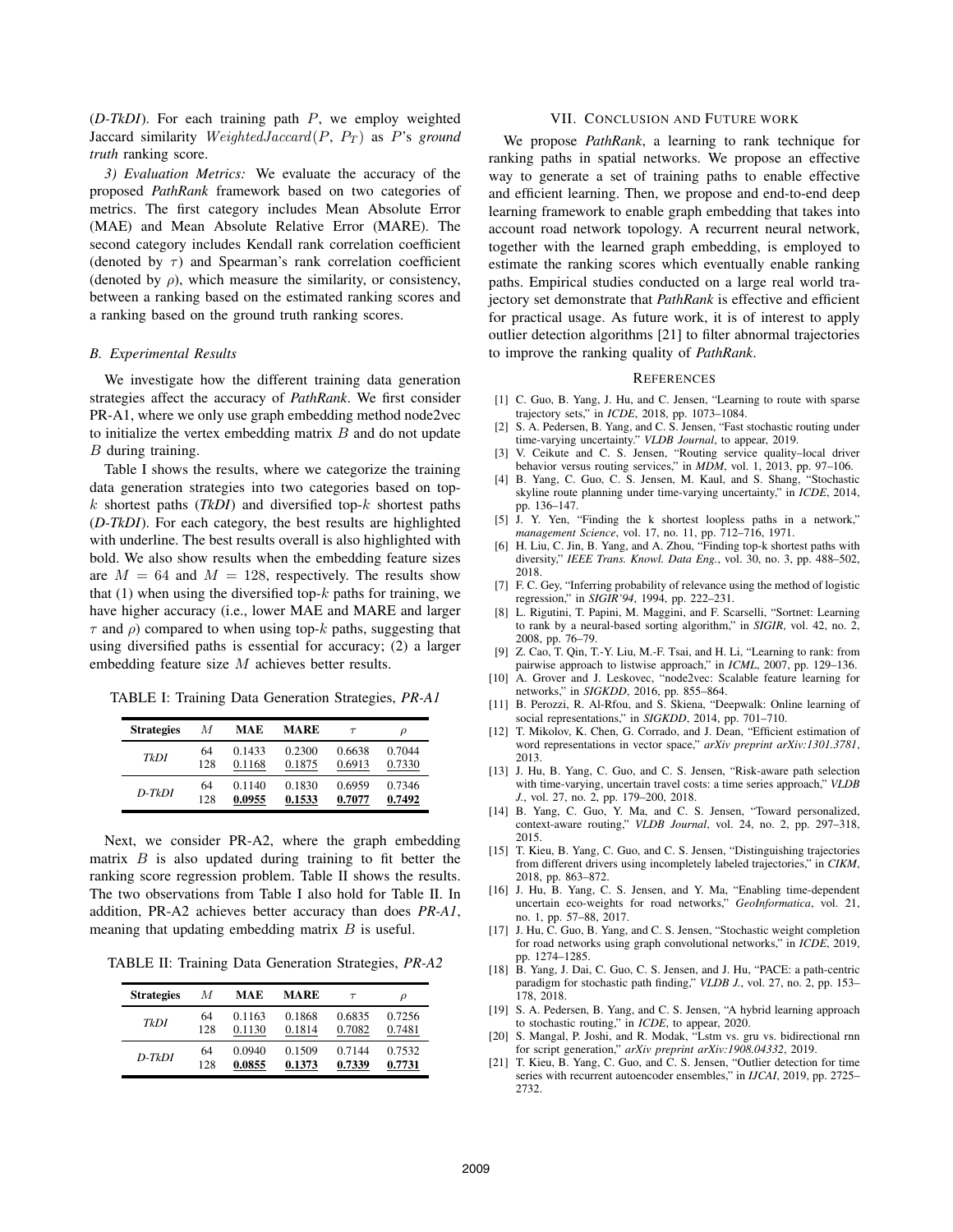(*D-TkDI*). For each training path $P$, we employ weighted Jaccard similarity $WeightedJaccard(P,\ P_T)$ as $P$'s *ground truth* ranking score.

*3) Evaluation Metrics:* We evaluate the accuracy of the proposed *PathRank* framework based on two categories of metrics. The first category includes Mean Absolute Error (MAE) and Mean Absolute Relative Error (MARE). The second category includes Kendall rank correlation coefficient (denoted by $\tau$) and Spearman's rank correlation coefficient (denoted by $\rho$), which measure the similarity, or consistency, between a ranking based on the estimated ranking scores and a ranking based on the ground truth ranking scores.

### *B. Experimental Results*

We investigate how the different training data generation strategies affect the accuracy of *PathRank*. We first consider PR-A1, where we only use graph embedding method node2vec to initialize the vertex embedding matrix $B$ and do not update $B$ during training.

Table I shows the results, where we categorize the training data generation strategies into two categories based on top-$k$ shortest paths (*TkDI*) and diversified top-$k$ shortest paths (*D-TkDI*). For each category, the best results are highlighted with underline. The best results overall is also highlighted with bold. We also show results when the embedding feature sizes are $M = 64$ and $M = 128$, respectively. The results show that (1) when using the diversified top-$k$ paths for training, we have higher accuracy (i.e., lower MAE and MARE and larger $\tau$ and $\rho$) compared to when using top-$k$ paths, suggesting that using diversified paths is essential for accuracy; (2) a larger embedding feature size $M$ achieves better results.

TABLE I: Training Data Generation Strategies, *PR-A1*

| **Strategies** | $M$ | **MAE** | **MARE** | $\tau$ | $\rho$ |
|---|---|---|---|---|---|
| *TkDI* | 64 | 0.1433 | 0.2300 | 0.6638 | 0.7044 |
| | 128 | <u>0.1168</u> | <u>0.1875</u> | <u>0.6913</u> | <u>0.7330</u> |
| *D-TkDI* | 64 | 0.1140 | 0.1830 | 0.6959 | 0.7346 |
| | 128 | <u>**0.0955**</u> | <u>**0.1533**</u> | <u>**0.7077**</u> | <u>**0.7492**</u> |

Next, we consider PR-A2, where the graph embedding matrix $B$ is also updated during training to fit better the ranking score regression problem. Table II shows the results. The two observations from Table I also hold for Table II. In addition, PR-A2 achieves better accuracy than does *PR-A1*, meaning that updating embedding matrix $B$ is useful.

TABLE II: Training Data Generation Strategies, *PR-A2*

| **Strategies** | $M$ | **MAE** | **MARE** | $\tau$ | $\rho$ |
|---|---|---|---|---|---|
| *TkDI* | 64 | 0.1163 | 0.1868 | 0.6835 | 0.7256 |
| | 128 | <u>0.1130</u> | <u>0.1814</u> | <u>0.7082</u> | <u>0.7481</u> |
| *D-TkDI* | 64 | 0.0940 | 0.1509 | 0.7144 | 0.7532 |
| | 128 | <u>**0.0855**</u> | <u>**0.1373**</u> | <u>**0.7339**</u> | <u>**0.7731**</u> |

## VII. Conclusion and Future Work

We propose *PathRank*, a learning to rank technique for ranking paths in spatial networks. We propose an effective way to generate a set of training paths to enable effective and efficient learning. Then, we propose and end-to-end deep learning framework to enable graph embedding that takes into account road network topology. A recurrent neural network, together with the learned graph embedding, is employed to estimate the ranking scores which eventually enable ranking paths. Empirical studies conducted on a large real world trajectory set demonstrate that *PathRank* is effective and efficient for practical usage. As future work, it is of interest to apply outlier detection algorithms [21] to filter abnormal trajectories to improve the ranking quality of *PathRank*.

## References

[1] C. Guo, B. Yang, J. Hu, and C. Jensen, "Learning to route with sparse trajectory sets," in *ICDE*, 2018, pp. 1073–1084.

[2] S. A. Pedersen, B. Yang, and C. S. Jensen, "Fast stochastic routing under time-varying uncertainty." *VLDB Journal*, to appear, 2019.

[3] V. Ceikute and C. S. Jensen, "Routing service quality–local driver behavior versus routing services," in *MDM*, vol. 1, 2013, pp. 97–106.

[4] B. Yang, C. Guo, C. S. Jensen, M. Kaul, and S. Shang, "Stochastic skyline route planning under time-varying uncertainty," in *ICDE*, 2014, pp. 136–147.

[5] J. Y. Yen, "Finding the k shortest loopless paths in a network," *management Science*, vol. 17, no. 11, pp. 712–716, 1971.

[6] H. Liu, C. Jin, B. Yang, and A. Zhou, "Finding top-k shortest paths with diversity," *IEEE Trans. Knowl. Data Eng.*, vol. 30, no. 3, pp. 488–502, 2018.

[7] F. C. Gey, "Inferring probability of relevance using the method of logistic regression," in *SIGIR'94*, 1994, pp. 222–231.

[8] L. Rigutini, T. Papini, M. Maggini, and F. Scarselli, "Sortnet: Learning to rank by a neural-based sorting algorithm," in *SIGIR*, vol. 42, no. 2, 2008, pp. 76–79.

[9] Z. Cao, T. Qin, T.-Y. Liu, M.-F. Tsai, and H. Li, "Learning to rank: from pairwise approach to listwise approach," in *ICML*, 2007, pp. 129–136.

[10] A. Grover and J. Leskovec, "node2vec: Scalable feature learning for networks," in *SIGKDD*, 2016, pp. 855–864.

[11] B. Perozzi, R. Al-Rfou, and S. Skiena, "Deepwalk: Online learning of social representations," in *SIGKDD*, 2014, pp. 701–710.

[12] T. Mikolov, K. Chen, G. Corrado, and J. Dean, "Efficient estimation of word representations in vector space," *arXiv preprint arXiv:1301.3781*, 2013.

[13] J. Hu, B. Yang, C. Guo, and C. S. Jensen, "Risk-aware path selection with time-varying, uncertain travel costs: a time series approach," *VLDB J.*, vol. 27, no. 2, pp. 179–200, 2018.

[14] B. Yang, C. Guo, Y. Ma, and C. S. Jensen, "Toward personalized, context-aware routing," *VLDB Journal*, vol. 24, no. 2, pp. 297–318, 2015.

[15] T. Kieu, B. Yang, C. Guo, and C. S. Jensen, "Distinguishing trajectories from different drivers using incompletely labeled trajectories," in *CIKM*, 2018, pp. 863–872.

[16] J. Hu, B. Yang, C. S. Jensen, and Y. Ma, "Enabling time-dependent uncertain eco-weights for road networks," *GeoInformatica*, vol. 21, no. 1, pp. 57–88, 2017.

[17] J. Hu, C. Guo, B. Yang, and C. S. Jensen, "Stochastic weight completion for road networks using graph convolutional networks," in *ICDE*, 2019, pp. 1274–1285.

[18] B. Yang, J. Dai, C. Guo, C. S. Jensen, and J. Hu, "PACE: a path-centric paradigm for stochastic path finding," *VLDB J.*, vol. 27, no. 2, pp. 153–178, 2018.

[19] S. A. Pedersen, B. Yang, and C. S. Jensen, "A hybrid learning approach to stochastic routing," in *ICDE*, to appear, 2020.

[20] S. Mangal, P. Joshi, and R. Modak, "Lstm vs. gru vs. bidirectional rnn for script generation," *arXiv preprint arXiv:1908.04332*, 2019.

[21] T. Kieu, B. Yang, C. Guo, and C. S. Jensen, "Outlier detection for time series with recurrent autoencoder ensembles," in *IJCAI*, 2019, pp. 2725–2732.